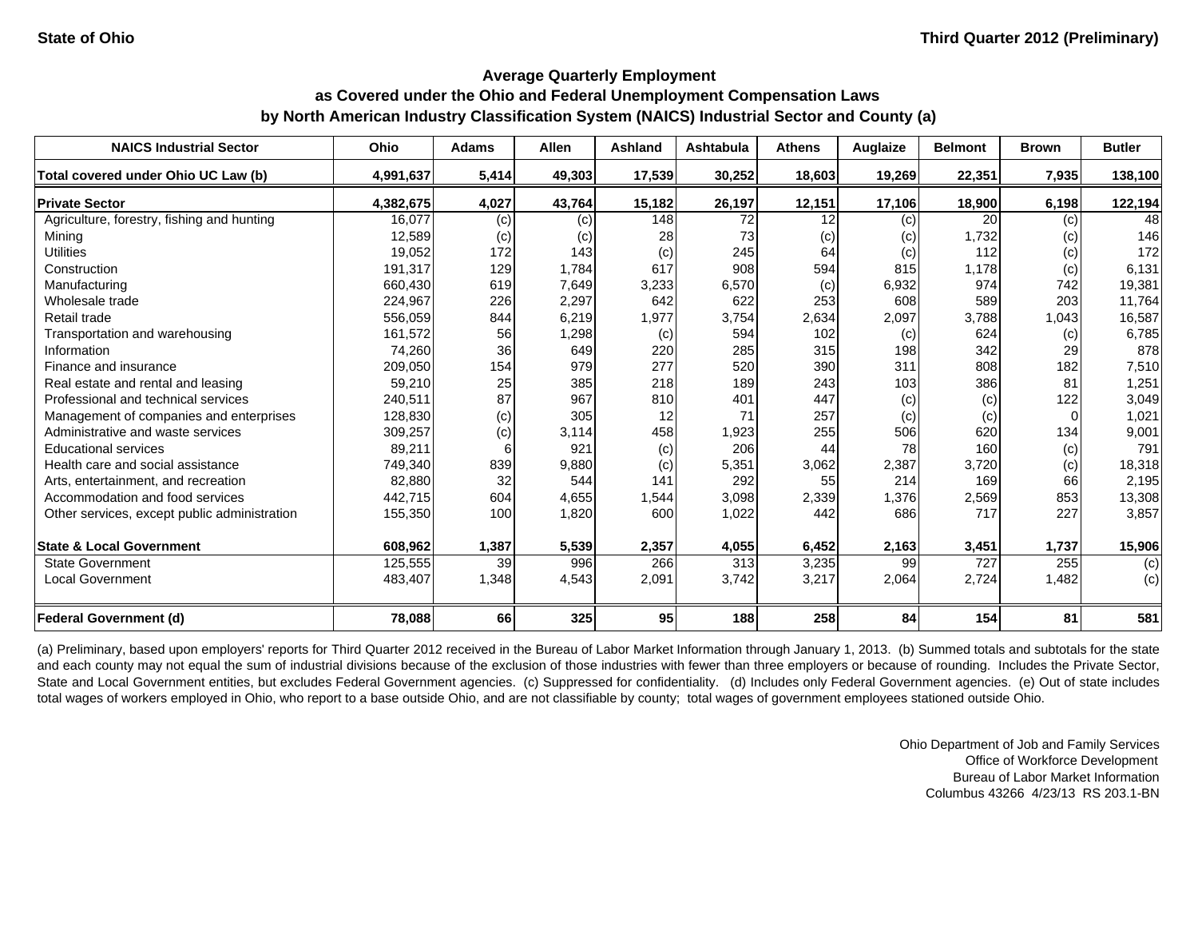State of Ohio

Third Quarter 2012 (Preliminary)

## Average Quarterly Employment as Covered under the Ohio and Federal Unemployment Compensation Laws by North American Industry Classification System (NAICS) Industrial Sector and County (a)

| NAICS Industrial Sector | Ohio | Adams | Allen | Ashland | Ashtabula | Athens | Auglaize | Belmont | Brown | Butler |
|---|---|---|---|---|---|---|---|---|---|---|
| **Total covered under Ohio UC Law (b)** | **4,991,637** | **5,414** | **49,303** | **17,539** | **30,252** | **18,603** | **19,269** | **22,351** | **7,935** | **138,100** |
| **Private Sector** | **4,382,675** | **4,027** | **43,764** | **15,182** | **26,197** | **12,151** | **17,106** | **18,900** | **6,198** | **122,194** |
| Agriculture, forestry, fishing and hunting | 16,077 | (c) | (c) | 148 | 72 | 12 | (c) | 20 | (c) | 48 |
| Mining | 12,589 | (c) | (c) | 28 | 73 | (c) | (c) | 1,732 | (c) | 146 |
| Utilities | 19,052 | 172 | 143 | (c) | 245 | 64 | (c) | 112 | (c) | 172 |
| Construction | 191,317 | 129 | 1,784 | 617 | 908 | 594 | 815 | 1,178 | (c) | 6,131 |
| Manufacturing | 660,430 | 619 | 7,649 | 3,233 | 6,570 | (c) | 6,932 | 974 | 742 | 19,381 |
| Wholesale trade | 224,967 | 226 | 2,297 | 642 | 622 | 253 | 608 | 589 | 203 | 11,764 |
| Retail trade | 556,059 | 844 | 6,219 | 1,977 | 3,754 | 2,634 | 2,097 | 3,788 | 1,043 | 16,587 |
| Transportation and warehousing | 161,572 | 56 | 1,298 | (c) | 594 | 102 | (c) | 624 | (c) | 6,785 |
| Information | 74,260 | 36 | 649 | 220 | 285 | 315 | 198 | 342 | 29 | 878 |
| Finance and insurance | 209,050 | 154 | 979 | 277 | 520 | 390 | 311 | 808 | 182 | 7,510 |
| Real estate and rental and leasing | 59,210 | 25 | 385 | 218 | 189 | 243 | 103 | 386 | 81 | 1,251 |
| Professional and technical services | 240,511 | 87 | 967 | 810 | 401 | 447 | (c) | (c) | 122 | 3,049 |
| Management of companies and enterprises | 128,830 | (c) | 305 | 12 | 71 | 257 | (c) | (c) | 0 | 1,021 |
| Administrative and waste services | 309,257 | (c) | 3,114 | 458 | 1,923 | 255 | 506 | 620 | 134 | 9,001 |
| Educational services | 89,211 | 6 | 921 | (c) | 206 | 44 | 78 | 160 | (c) | 791 |
| Health care and social assistance | 749,340 | 839 | 9,880 | (c) | 5,351 | 3,062 | 2,387 | 3,720 | (c) | 18,318 |
| Arts, entertainment, and recreation | 82,880 | 32 | 544 | 141 | 292 | 55 | 214 | 169 | 66 | 2,195 |
| Accommodation and food services | 442,715 | 604 | 4,655 | 1,544 | 3,098 | 2,339 | 1,376 | 2,569 | 853 | 13,308 |
| Other services, except public administration | 155,350 | 100 | 1,820 | 600 | 1,022 | 442 | 686 | 717 | 227 | 3,857 |
| **State & Local Government** | **608,962** | **1,387** | **5,539** | **2,357** | **4,055** | **6,452** | **2,163** | **3,451** | **1,737** | **15,906** |
| State Government | 125,555 | 39 | 996 | 266 | 313 | 3,235 | 99 | 727 | 255 | (c) |
| Local Government | 483,407 | 1,348 | 4,543 | 2,091 | 3,742 | 3,217 | 2,064 | 2,724 | 1,482 | (c) |
| **Federal Government (d)** | **78,088** | **66** | **325** | **95** | **188** | **258** | **84** | **154** | **81** | **581** |

(a) Preliminary, based upon employers' reports for Third Quarter 2012 received in the Bureau of Labor Market Information through January 1, 2013. (b) Summed totals and subtotals for the state and each county may not equal the sum of industrial divisions because of the exclusion of those industries with fewer than three employers or because of rounding. Includes the Private Sector, State and Local Government entities, but excludes Federal Government agencies. (c) Suppressed for confidentiality. (d) Includes only Federal Government agencies. (e) Out of state includes total wages of workers employed in Ohio, who report to a base outside Ohio, and are not classifiable by county; total wages of government employees stationed outside Ohio.

Ohio Department of Job and Family Services
Office of Workforce Development
Bureau of Labor Market Information
Columbus 43266 4/23/13 RS 203.1-BN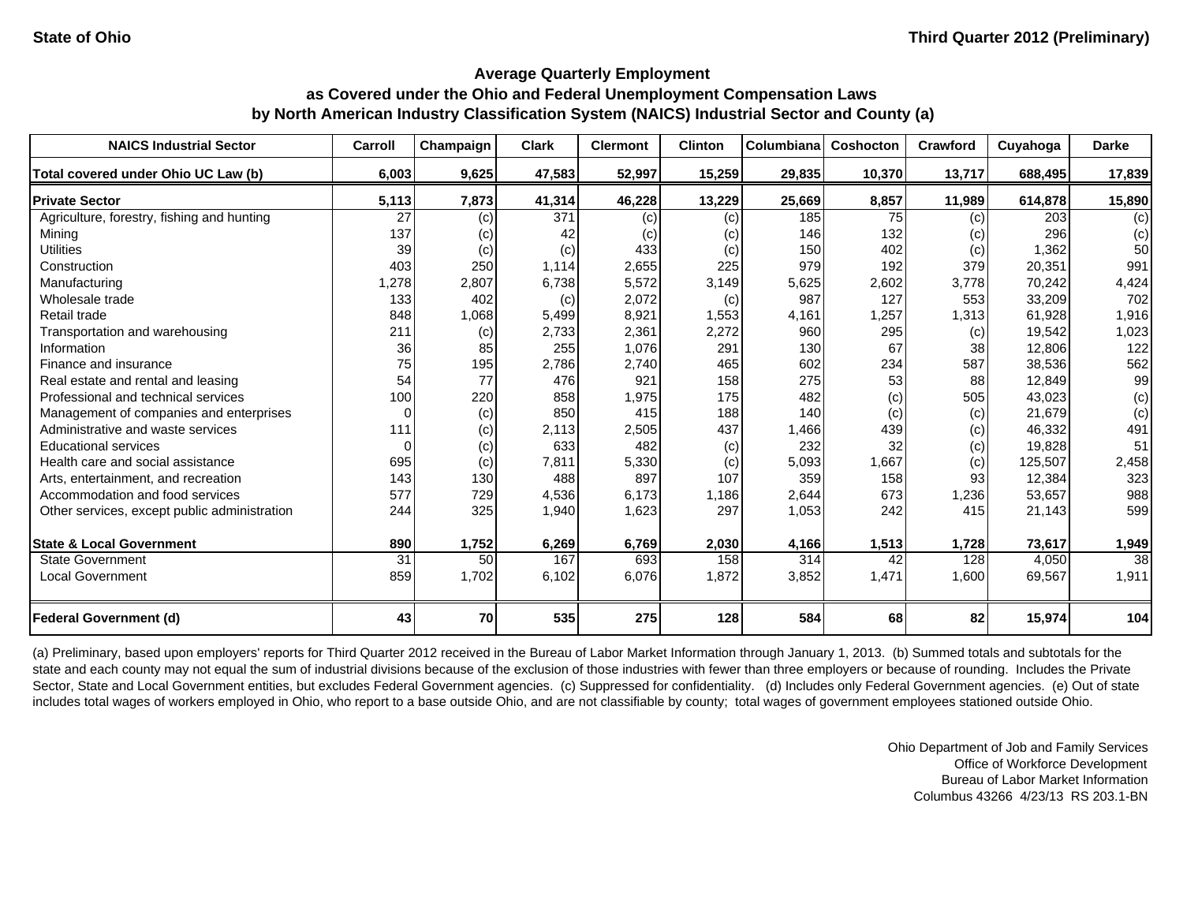State of Ohio — Third Quarter 2012 (Preliminary)

## Average Quarterly Employment
## as Covered under the Ohio and Federal Unemployment Compensation Laws
## by North American Industry Classification System (NAICS) Industrial Sector and County (a)

| NAICS Industrial Sector | Carroll | Champaign | Clark | Clermont | Clinton | Columbiana | Coshocton | Crawford | Cuyahoga | Darke |
|---|---|---|---|---|---|---|---|---|---|---|
| Total covered under Ohio UC Law (b) | 6,003 | 9,625 | 47,583 | 52,997 | 15,259 | 29,835 | 10,370 | 13,717 | 688,495 | 17,839 |
| **Private Sector** | **5,113** | **7,873** | **41,314** | **46,228** | **13,229** | **25,669** | **8,857** | **11,989** | **614,878** | **15,890** |
| Agriculture, forestry, fishing and hunting | 27 | (c) | 371 | (c) | (c) | 185 | 75 | (c) | 203 | (c) |
| Mining | 137 | (c) | 42 | (c) | (c) | 146 | 132 | (c) | 296 | (c) |
| Utilities | 39 | (c) | (c) | 433 | (c) | 150 | 402 | (c) | 1,362 | 50 |
| Construction | 403 | 250 | 1,114 | 2,655 | 225 | 979 | 192 | 379 | 20,351 | 991 |
| Manufacturing | 1,278 | 2,807 | 6,738 | 5,572 | 3,149 | 5,625 | 2,602 | 3,778 | 70,242 | 4,424 |
| Wholesale trade | 133 | 402 | (c) | 2,072 | (c) | 987 | 127 | 553 | 33,209 | 702 |
| Retail trade | 848 | 1,068 | 5,499 | 8,921 | 1,553 | 4,161 | 1,257 | 1,313 | 61,928 | 1,916 |
| Transportation and warehousing | 211 | (c) | 2,733 | 2,361 | 2,272 | 960 | 295 | (c) | 19,542 | 1,023 |
| Information | 36 | 85 | 255 | 1,076 | 291 | 130 | 67 | 38 | 12,806 | 122 |
| Finance and insurance | 75 | 195 | 2,786 | 2,740 | 465 | 602 | 234 | 587 | 38,536 | 562 |
| Real estate and rental and leasing | 54 | 77 | 476 | 921 | 158 | 275 | 53 | 88 | 12,849 | 99 |
| Professional and technical services | 100 | 220 | 858 | 1,975 | 175 | 482 | (c) | 505 | 43,023 | (c) |
| Management of companies and enterprises | 0 | (c) | 850 | 415 | 188 | 140 | (c) | (c) | 21,679 | (c) |
| Administrative and waste services | 111 | (c) | 2,113 | 2,505 | 437 | 1,466 | 439 | (c) | 46,332 | 491 |
| Educational services | 0 | (c) | 633 | 482 | (c) | 232 | 32 | (c) | 19,828 | 51 |
| Health care and social assistance | 695 | (c) | 7,811 | 5,330 | (c) | 5,093 | 1,667 | (c) | 125,507 | 2,458 |
| Arts, entertainment, and recreation | 143 | 130 | 488 | 897 | 107 | 359 | 158 | 93 | 12,384 | 323 |
| Accommodation and food services | 577 | 729 | 4,536 | 6,173 | 1,186 | 2,644 | 673 | 1,236 | 53,657 | 988 |
| Other services, except public administration | 244 | 325 | 1,940 | 1,623 | 297 | 1,053 | 242 | 415 | 21,143 | 599 |
| **State & Local Government** | **890** | **1,752** | **6,269** | **6,769** | **2,030** | **4,166** | **1,513** | **1,728** | **73,617** | **1,949** |
| State Government | 31 | 50 | 167 | 693 | 158 | 314 | 42 | 128 | 4,050 | 38 |
| Local Government | 859 | 1,702 | 6,102 | 6,076 | 1,872 | 3,852 | 1,471 | 1,600 | 69,567 | 1,911 |
| **Federal Government (d)** | **43** | **70** | **535** | **275** | **128** | **584** | **68** | **82** | **15,974** | **104** |

(a) Preliminary, based upon employers' reports for Third Quarter 2012 received in the Bureau of Labor Market Information through January 1, 2013. (b) Summed totals and subtotals for the state and each county may not equal the sum of industrial divisions because of the exclusion of those industries with fewer than three employers or because of rounding. Includes the Private Sector, State and Local Government entities, but excludes Federal Government agencies. (c) Suppressed for confidentiality. (d) Includes only Federal Government agencies. (e) Out of state includes total wages of workers employed in Ohio, who report to a base outside Ohio, and are not classifiable by county; total wages of government employees stationed outside Ohio.

Ohio Department of Job and Family Services
Office of Workforce Development
Bureau of Labor Market Information
Columbus 43266 4/23/13 RS 203.1-BN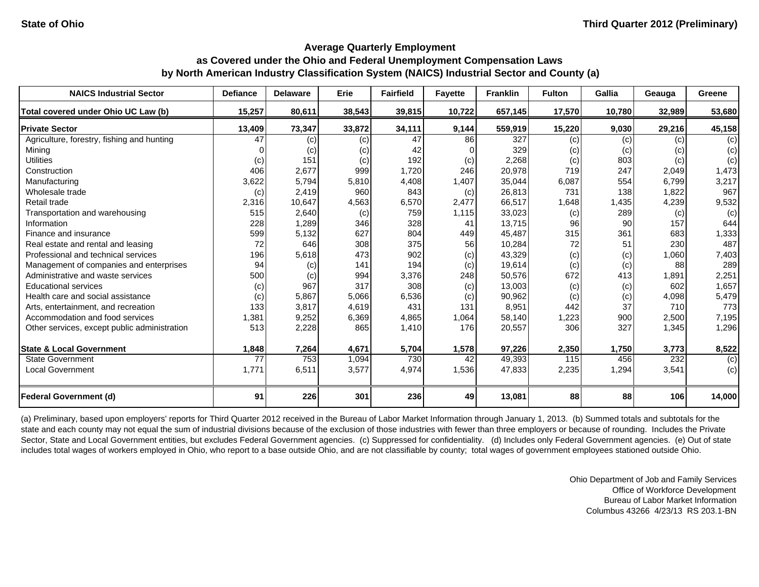State of Ohio | Third Quarter 2012 (Preliminary)

## Average Quarterly Employment
## as Covered under the Ohio and Federal Unemployment Compensation Laws
## by North American Industry Classification System (NAICS) Industrial Sector and County (a)

| NAICS Industrial Sector | Defiance | Delaware | Erie | Fairfield | Fayette | Franklin | Fulton | Gallia | Geauga | Greene |
|---|---|---|---|---|---|---|---|---|---|---|
| Total covered under Ohio UC Law (b) | 15,257 | 80,611 | 38,543 | 39,815 | 10,722 | 657,145 | 17,570 | 10,780 | 32,989 | 53,680 |
| **Private Sector** | **13,409** | **73,347** | **33,872** | **34,111** | **9,144** | **559,919** | **15,220** | **9,030** | **29,216** | **45,158** |
| Agriculture, forestry, fishing and hunting | 47 | (c) | (c) | 47 | 86 | 327 | (c) | (c) | (c) | (c) |
| Mining | 0 | (c) | (c) | 42 | 0 | 329 | (c) | (c) | (c) | (c) |
| Utilities | (c) | 151 | (c) | 192 | (c) | 2,268 | (c) | 803 | (c) | (c) |
| Construction | 406 | 2,677 | 999 | 1,720 | 246 | 20,978 | 719 | 247 | 2,049 | 1,473 |
| Manufacturing | 3,622 | 5,794 | 5,810 | 4,408 | 1,407 | 35,044 | 6,087 | 554 | 6,799 | 3,217 |
| Wholesale trade | (c) | 2,419 | 960 | 843 | (c) | 26,813 | 731 | 138 | 1,822 | 967 |
| Retail trade | 2,316 | 10,647 | 4,563 | 6,570 | 2,477 | 66,517 | 1,648 | 1,435 | 4,239 | 9,532 |
| Transportation and warehousing | 515 | 2,640 | (c) | 759 | 1,115 | 33,023 | (c) | 289 | (c) | (c) |
| Information | 228 | 1,289 | 346 | 328 | 41 | 13,715 | 96 | 90 | 157 | 644 |
| Finance and insurance | 599 | 5,132 | 627 | 804 | 449 | 45,487 | 315 | 361 | 683 | 1,333 |
| Real estate and rental and leasing | 72 | 646 | 308 | 375 | 56 | 10,284 | 72 | 51 | 230 | 487 |
| Professional and technical services | 196 | 5,618 | 473 | 902 | (c) | 43,329 | (c) | (c) | 1,060 | 7,403 |
| Management of companies and enterprises | 94 | (c) | 141 | 194 | (c) | 19,614 | (c) | (c) | 88 | 289 |
| Administrative and waste services | 500 | (c) | 994 | 3,376 | 248 | 50,576 | 672 | 413 | 1,891 | 2,251 |
| Educational services | (c) | 967 | 317 | 308 | (c) | 13,003 | (c) | (c) | 602 | 1,657 |
| Health care and social assistance | (c) | 5,867 | 5,066 | 6,536 | (c) | 90,962 | (c) | (c) | 4,098 | 5,479 |
| Arts, entertainment, and recreation | 133 | 3,817 | 4,619 | 431 | 131 | 8,951 | 442 | 37 | 710 | 773 |
| Accommodation and food services | 1,381 | 9,252 | 6,369 | 4,865 | 1,064 | 58,140 | 1,223 | 900 | 2,500 | 7,195 |
| Other services, except public administration | 513 | 2,228 | 865 | 1,410 | 176 | 20,557 | 306 | 327 | 1,345 | 1,296 |
| **State & Local Government** | **1,848** | **7,264** | **4,671** | **5,704** | **1,578** | **97,226** | **2,350** | **1,750** | **3,773** | **8,522** |
| State Government | 77 | 753 | 1,094 | 730 | 42 | 49,393 | 115 | 456 | 232 | (c) |
| Local Government | 1,771 | 6,511 | 3,577 | 4,974 | 1,536 | 47,833 | 2,235 | 1,294 | 3,541 | (c) |
| **Federal Government (d)** | **91** | **226** | **301** | **236** | **49** | **13,081** | **88** | **88** | **106** | **14,000** |

(a) Preliminary, based upon employers' reports for Third Quarter 2012 received in the Bureau of Labor Market Information through January 1, 2013. (b) Summed totals and subtotals for the state and each county may not equal the sum of industrial divisions because of the exclusion of those industries with fewer than three employers or because of rounding. Includes the Private Sector, State and Local Government entities, but excludes Federal Government agencies. (c) Suppressed for confidentiality. (d) Includes only Federal Government agencies. (e) Out of state includes total wages of workers employed in Ohio, who report to a base outside Ohio, and are not classifiable by county; total wages of government employees stationed outside Ohio.

Ohio Department of Job and Family Services
Office of Workforce Development
Bureau of Labor Market Information
Columbus 43266 4/23/13 RS 203.1-BN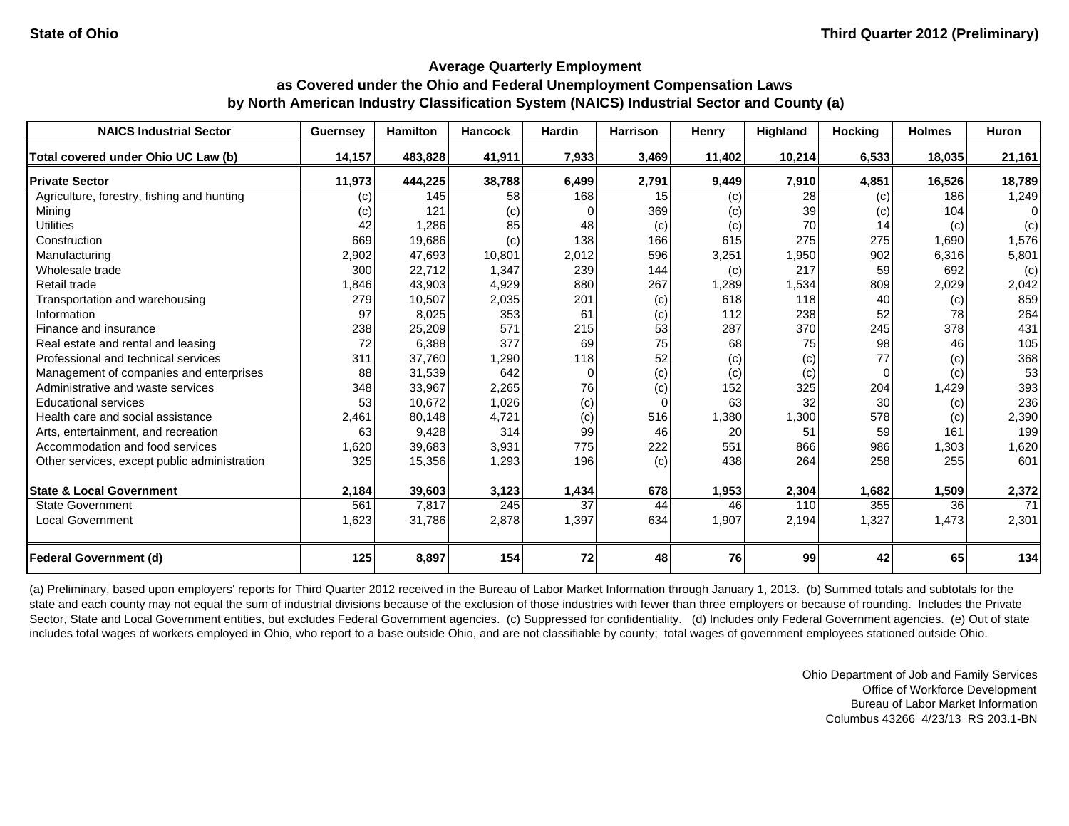**State of Ohio** **Third Quarter 2012 (Preliminary)**

### Average Quarterly Employment
### as Covered under the Ohio and Federal Unemployment Compensation Laws
### by North American Industry Classification System (NAICS) Industrial Sector and County (a)

| NAICS Industrial Sector | Guernsey | Hamilton | Hancock | Hardin | Harrison | Henry | Highland | Hocking | Holmes | Huron |
|---|---|---|---|---|---|---|---|---|---|---|
| **Total covered under Ohio UC Law (b)** | **14,157** | **483,828** | **41,911** | **7,933** | **3,469** | **11,402** | **10,214** | **6,533** | **18,035** | **21,161** |
| **Private Sector** | **11,973** | **444,225** | **38,788** | **6,499** | **2,791** | **9,449** | **7,910** | **4,851** | **16,526** | **18,789** |
| Agriculture, forestry, fishing and hunting | (c) | 145 | 58 | 168 | 15 | (c) | 28 | (c) | 186 | 1,249 |
| Mining | (c) | 121 | (c) | 0 | 369 | (c) | 39 | (c) | 104 | 0 |
| Utilities | 42 | 1,286 | 85 | 48 | (c) | (c) | 70 | 14 | (c) | (c) |
| Construction | 669 | 19,686 | (c) | 138 | 166 | 615 | 275 | 275 | 1,690 | 1,576 |
| Manufacturing | 2,902 | 47,693 | 10,801 | 2,012 | 596 | 3,251 | 1,950 | 902 | 6,316 | 5,801 |
| Wholesale trade | 300 | 22,712 | 1,347 | 239 | 144 | (c) | 217 | 59 | 692 | (c) |
| Retail trade | 1,846 | 43,903 | 4,929 | 880 | 267 | 1,289 | 1,534 | 809 | 2,029 | 2,042 |
| Transportation and warehousing | 279 | 10,507 | 2,035 | 201 | (c) | 618 | 118 | 40 | (c) | 859 |
| Information | 97 | 8,025 | 353 | 61 | (c) | 112 | 238 | 52 | 78 | 264 |
| Finance and insurance | 238 | 25,209 | 571 | 215 | 53 | 287 | 370 | 245 | 378 | 431 |
| Real estate and rental and leasing | 72 | 6,388 | 377 | 69 | 75 | 68 | 75 | 98 | 46 | 105 |
| Professional and technical services | 311 | 37,760 | 1,290 | 118 | 52 | (c) | (c) | 77 | (c) | 368 |
| Management of companies and enterprises | 88 | 31,539 | 642 | 0 | (c) | (c) | (c) | 0 | (c) | 53 |
| Administrative and waste services | 348 | 33,967 | 2,265 | 76 | (c) | 152 | 325 | 204 | 1,429 | 393 |
| Educational services | 53 | 10,672 | 1,026 | (c) | 0 | 63 | 32 | 30 | (c) | 236 |
| Health care and social assistance | 2,461 | 80,148 | 4,721 | (c) | 516 | 1,380 | 1,300 | 578 | (c) | 2,390 |
| Arts, entertainment, and recreation | 63 | 9,428 | 314 | 99 | 46 | 20 | 51 | 59 | 161 | 199 |
| Accommodation and food services | 1,620 | 39,683 | 3,931 | 775 | 222 | 551 | 866 | 986 | 1,303 | 1,620 |
| Other services, except public administration | 325 | 15,356 | 1,293 | 196 | (c) | 438 | 264 | 258 | 255 | 601 |
| **State & Local Government** | **2,184** | **39,603** | **3,123** | **1,434** | **678** | **1,953** | **2,304** | **1,682** | **1,509** | **2,372** |
| State Government | 561 | 7,817 | 245 | 37 | 44 | 46 | 110 | 355 | 36 | 71 |
| Local Government | 1,623 | 31,786 | 2,878 | 1,397 | 634 | 1,907 | 2,194 | 1,327 | 1,473 | 2,301 |
| **Federal Government (d)** | **125** | **8,897** | **154** | **72** | **48** | **76** | **99** | **42** | **65** | **134** |

(a) Preliminary, based upon employers' reports for Third Quarter 2012 received in the Bureau of Labor Market Information through January 1, 2013. (b) Summed totals and subtotals for the state and each county may not equal the sum of industrial divisions because of the exclusion of those industries with fewer than three employers or because of rounding. Includes the Private Sector, State and Local Government entities, but excludes Federal Government agencies. (c) Suppressed for confidentiality. (d) Includes only Federal Government agencies. (e) Out of state includes total wages of workers employed in Ohio, who report to a base outside Ohio, and are not classifiable by county; total wages of government employees stationed outside Ohio.

Ohio Department of Job and Family Services
Office of Workforce Development
Bureau of Labor Market Information
Columbus 43266 4/23/13 RS 203.1-BN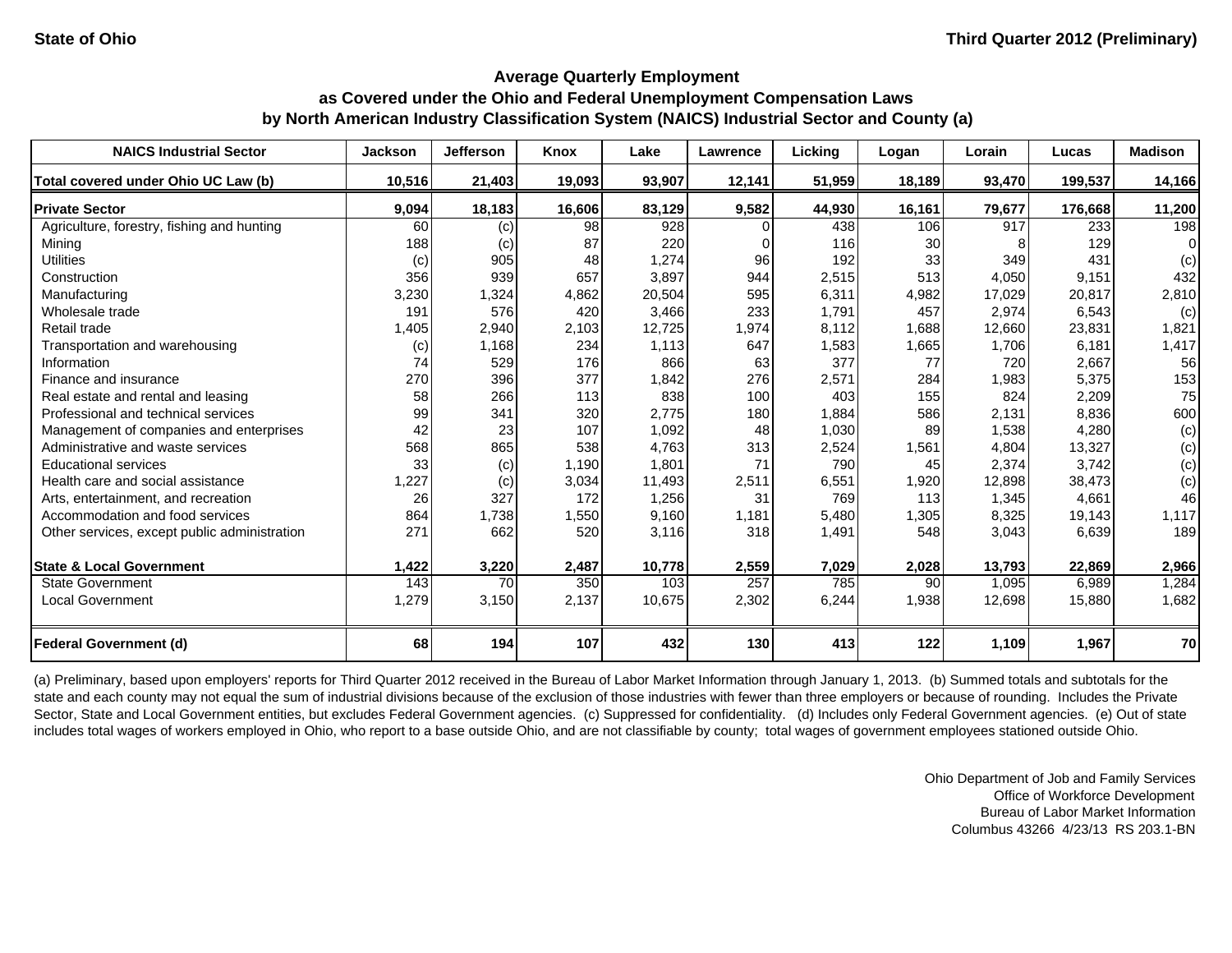State of Ohio

Third Quarter 2012 (Preliminary)

## Average Quarterly Employment as Covered under the Ohio and Federal Unemployment Compensation Laws by North American Industry Classification System (NAICS) Industrial Sector and County (a)

| NAICS Industrial Sector | Jackson | Jefferson | Knox | Lake | Lawrence | Licking | Logan | Lorain | Lucas | Madison |
|---|---|---|---|---|---|---|---|---|---|---|
| **Total covered under Ohio UC Law (b)** | **10,516** | **21,403** | **19,093** | **93,907** | **12,141** | **51,959** | **18,189** | **93,470** | **199,537** | **14,166** |
| **Private Sector** | **9,094** | **18,183** | **16,606** | **83,129** | **9,582** | **44,930** | **16,161** | **79,677** | **176,668** | **11,200** |
| Agriculture, forestry, fishing and hunting | 60 | (c) | 98 | 928 | 0 | 438 | 106 | 917 | 233 | 198 |
| Mining | 188 | (c) | 87 | 220 | 0 | 116 | 30 | 8 | 129 | 0 |
| Utilities | (c) | 905 | 48 | 1,274 | 96 | 192 | 33 | 349 | 431 | (c) |
| Construction | 356 | 939 | 657 | 3,897 | 944 | 2,515 | 513 | 4,050 | 9,151 | 432 |
| Manufacturing | 3,230 | 1,324 | 4,862 | 20,504 | 595 | 6,311 | 4,982 | 17,029 | 20,817 | 2,810 |
| Wholesale trade | 191 | 576 | 420 | 3,466 | 233 | 1,791 | 457 | 2,974 | 6,543 | (c) |
| Retail trade | 1,405 | 2,940 | 2,103 | 12,725 | 1,974 | 8,112 | 1,688 | 12,660 | 23,831 | 1,821 |
| Transportation and warehousing | (c) | 1,168 | 234 | 1,113 | 647 | 1,583 | 1,665 | 1,706 | 6,181 | 1,417 |
| Information | 74 | 529 | 176 | 866 | 63 | 377 | 77 | 720 | 2,667 | 56 |
| Finance and insurance | 270 | 396 | 377 | 1,842 | 276 | 2,571 | 284 | 1,983 | 5,375 | 153 |
| Real estate and rental and leasing | 58 | 266 | 113 | 838 | 100 | 403 | 155 | 824 | 2,209 | 75 |
| Professional and technical services | 99 | 341 | 320 | 2,775 | 180 | 1,884 | 586 | 2,131 | 8,836 | 600 |
| Management of companies and enterprises | 42 | 23 | 107 | 1,092 | 48 | 1,030 | 89 | 1,538 | 4,280 | (c) |
| Administrative and waste services | 568 | 865 | 538 | 4,763 | 313 | 2,524 | 1,561 | 4,804 | 13,327 | (c) |
| Educational services | 33 | (c) | 1,190 | 1,801 | 71 | 790 | 45 | 2,374 | 3,742 | (c) |
| Health care and social assistance | 1,227 | (c) | 3,034 | 11,493 | 2,511 | 6,551 | 1,920 | 12,898 | 38,473 | (c) |
| Arts, entertainment, and recreation | 26 | 327 | 172 | 1,256 | 31 | 769 | 113 | 1,345 | 4,661 | 46 |
| Accommodation and food services | 864 | 1,738 | 1,550 | 9,160 | 1,181 | 5,480 | 1,305 | 8,325 | 19,143 | 1,117 |
| Other services, except public administration | 271 | 662 | 520 | 3,116 | 318 | 1,491 | 548 | 3,043 | 6,639 | 189 |
| **State & Local Government** | **1,422** | **3,220** | **2,487** | **10,778** | **2,559** | **7,029** | **2,028** | **13,793** | **22,869** | **2,966** |
| State Government | 143 | 70 | 350 | 103 | 257 | 785 | 90 | 1,095 | 6,989 | 1,284 |
| Local Government | 1,279 | 3,150 | 2,137 | 10,675 | 2,302 | 6,244 | 1,938 | 12,698 | 15,880 | 1,682 |
| **Federal Government (d)** | **68** | **194** | **107** | **432** | **130** | **413** | **122** | **1,109** | **1,967** | **70** |

(a) Preliminary, based upon employers' reports for Third Quarter 2012 received in the Bureau of Labor Market Information through January 1, 2013. (b) Summed totals and subtotals for the state and each county may not equal the sum of industrial divisions because of the exclusion of those industries with fewer than three employers or because of rounding. Includes the Private Sector, State and Local Government entities, but excludes Federal Government agencies. (c) Suppressed for confidentiality. (d) Includes only Federal Government agencies. (e) Out of state includes total wages of workers employed in Ohio, who report to a base outside Ohio, and are not classifiable by county; total wages of government employees stationed outside Ohio.

Ohio Department of Job and Family Services
Office of Workforce Development
Bureau of Labor Market Information
Columbus 43266 4/23/13 RS 203.1-BN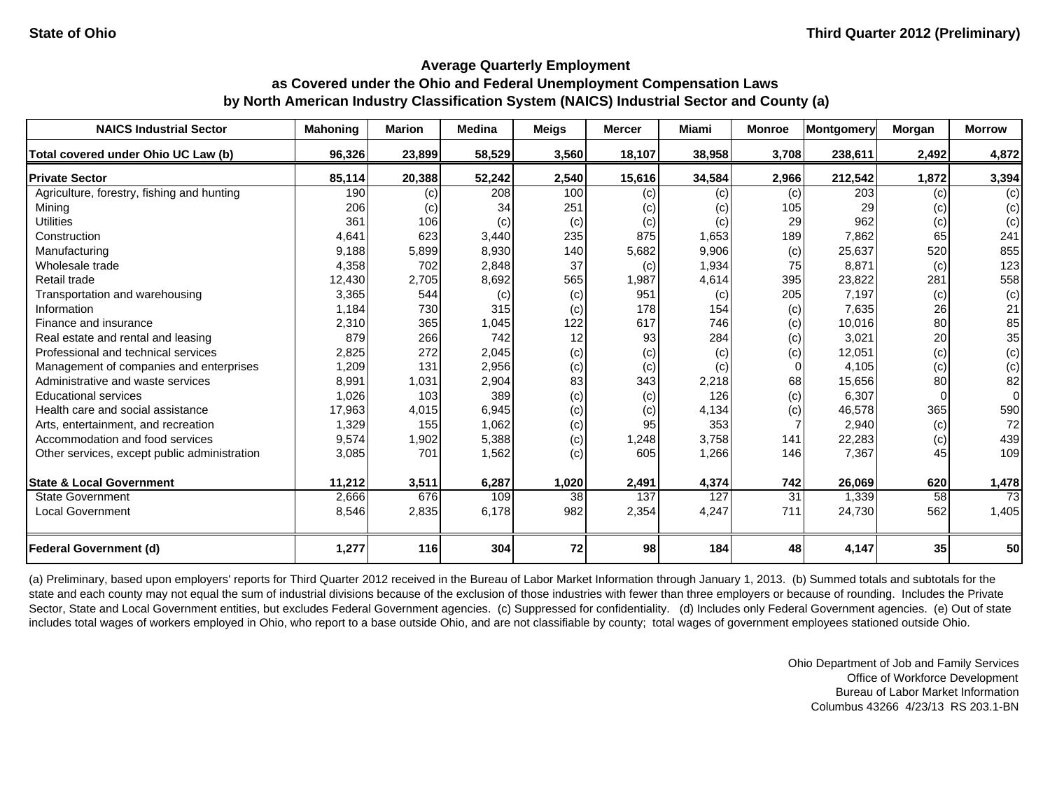State of Ohio | Third Quarter 2012 (Preliminary)

## Average Quarterly Employment
## as Covered under the Ohio and Federal Unemployment Compensation Laws
## by North American Industry Classification System (NAICS) Industrial Sector and County (a)

| NAICS Industrial Sector | Mahoning | Marion | Medina | Meigs | Mercer | Miami | Monroe | Montgomery | Morgan | Morrow |
|---|---|---|---|---|---|---|---|---|---|---|
| **Total covered under Ohio UC Law (b)** | **96,326** | **23,899** | **58,529** | **3,560** | **18,107** | **38,958** | **3,708** | **238,611** | **2,492** | **4,872** |
| **Private Sector** | **85,114** | **20,388** | **52,242** | **2,540** | **15,616** | **34,584** | **2,966** | **212,542** | **1,872** | **3,394** |
| Agriculture, forestry, fishing and hunting | 190 | (c) | 208 | 100 | (c) | (c) | (c) | 203 | (c) | (c) |
| Mining | 206 | (c) | 34 | 251 | (c) | (c) | 105 | 29 | (c) | (c) |
| Utilities | 361 | 106 | (c) | (c) | (c) | (c) | 29 | 962 | (c) | (c) |
| Construction | 4,641 | 623 | 3,440 | 235 | 875 | 1,653 | 189 | 7,862 | 65 | 241 |
| Manufacturing | 9,188 | 5,899 | 8,930 | 140 | 5,682 | 9,906 | (c) | 25,637 | 520 | 855 |
| Wholesale trade | 4,358 | 702 | 2,848 | 37 | (c) | 1,934 | 75 | 8,871 | (c) | 123 |
| Retail trade | 12,430 | 2,705 | 8,692 | 565 | 1,987 | 4,614 | 395 | 23,822 | 281 | 558 |
| Transportation and warehousing | 3,365 | 544 | (c) | (c) | 951 | (c) | 205 | 7,197 | (c) | (c) |
| Information | 1,184 | 730 | 315 | (c) | 178 | 154 | (c) | 7,635 | 26 | 21 |
| Finance and insurance | 2,310 | 365 | 1,045 | 122 | 617 | 746 | (c) | 10,016 | 80 | 85 |
| Real estate and rental and leasing | 879 | 266 | 742 | 12 | 93 | 284 | (c) | 3,021 | 20 | 35 |
| Professional and technical services | 2,825 | 272 | 2,045 | (c) | (c) | (c) | (c) | 12,051 | (c) | (c) |
| Management of companies and enterprises | 1,209 | 131 | 2,956 | (c) | (c) | (c) | 0 | 4,105 | (c) | (c) |
| Administrative and waste services | 8,991 | 1,031 | 2,904 | 83 | 343 | 2,218 | 68 | 15,656 | 80 | 82 |
| Educational services | 1,026 | 103 | 389 | (c) | (c) | 126 | (c) | 6,307 | 0 | 0 |
| Health care and social assistance | 17,963 | 4,015 | 6,945 | (c) | (c) | 4,134 | (c) | 46,578 | 365 | 590 |
| Arts, entertainment, and recreation | 1,329 | 155 | 1,062 | (c) | 95 | 353 | 7 | 2,940 | (c) | 72 |
| Accommodation and food services | 9,574 | 1,902 | 5,388 | (c) | 1,248 | 3,758 | 141 | 22,283 | (c) | 439 |
| Other services, except public administration | 3,085 | 701 | 1,562 | (c) | 605 | 1,266 | 146 | 7,367 | 45 | 109 |
| **State & Local Government** | **11,212** | **3,511** | **6,287** | **1,020** | **2,491** | **4,374** | **742** | **26,069** | **620** | **1,478** |
| State Government | 2,666 | 676 | 109 | 38 | 137 | 127 | 31 | 1,339 | 58 | 73 |
| Local Government | 8,546 | 2,835 | 6,178 | 982 | 2,354 | 4,247 | 711 | 24,730 | 562 | 1,405 |
| **Federal Government (d)** | **1,277** | **116** | **304** | **72** | **98** | **184** | **48** | **4,147** | **35** | **50** |

(a) Preliminary, based upon employers' reports for Third Quarter 2012 received in the Bureau of Labor Market Information through January 1, 2013. (b) Summed totals and subtotals for the state and each county may not equal the sum of industrial divisions because of the exclusion of those industries with fewer than three employers or because of rounding. Includes the Private Sector, State and Local Government entities, but excludes Federal Government agencies. (c) Suppressed for confidentiality. (d) Includes only Federal Government agencies. (e) Out of state includes total wages of workers employed in Ohio, who report to a base outside Ohio, and are not classifiable by county; total wages of government employees stationed outside Ohio.

Ohio Department of Job and Family Services
Office of Workforce Development
Bureau of Labor Market Information
Columbus 43266 4/23/13 RS 203.1-BN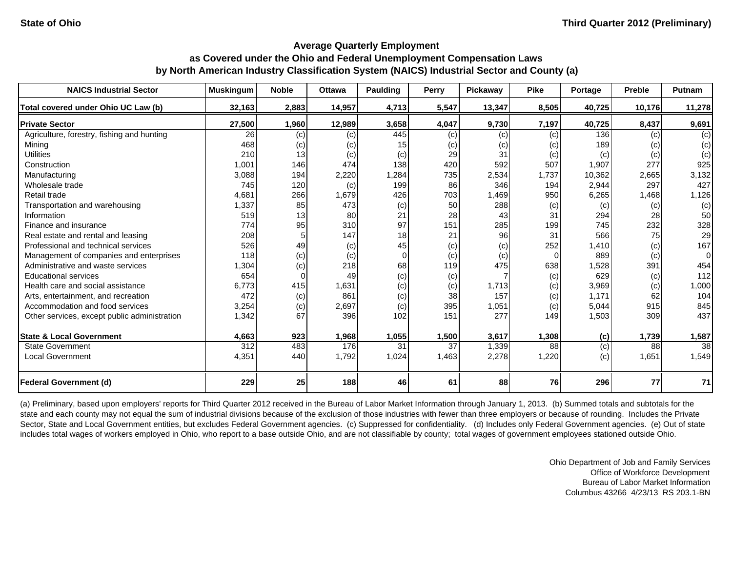State of Ohio

Third Quarter 2012 (Preliminary)

**Average Quarterly Employment as Covered under the Ohio and Federal Unemployment Compensation Laws by North American Industry Classification System (NAICS) Industrial Sector and County (a)**

| NAICS Industrial Sector | Muskingum | Noble | Ottawa | Paulding | Perry | Pickaway | Pike | Portage | Preble | Putnam |
|---|---|---|---|---|---|---|---|---|---|---|
| **Total covered under Ohio UC Law (b)** | **32,163** | **2,883** | **14,957** | **4,713** | **5,547** | **13,347** | **8,505** | **40,725** | **10,176** | **11,278** |
| **Private Sector** | **27,500** | **1,960** | **12,989** | **3,658** | **4,047** | **9,730** | **7,197** | **40,725** | **8,437** | **9,691** |
| Agriculture, forestry, fishing and hunting | 26 | (c) | (c) | 445 | (c) | (c) | (c) | 136 | (c) | (c) |
| Mining | 468 | (c) | (c) | 15 | (c) | (c) | (c) | 189 | (c) | (c) |
| Utilities | 210 | 13 | (c) | (c) | 29 | 31 | (c) | (c) | (c) | (c) |
| Construction | 1,001 | 146 | 474 | 138 | 420 | 592 | 507 | 1,907 | 277 | 925 |
| Manufacturing | 3,088 | 194 | 2,220 | 1,284 | 735 | 2,534 | 1,737 | 10,362 | 2,665 | 3,132 |
| Wholesale trade | 745 | 120 | (c) | 199 | 86 | 346 | 194 | 2,944 | 297 | 427 |
| Retail trade | 4,681 | 266 | 1,679 | 426 | 703 | 1,469 | 950 | 6,265 | 1,468 | 1,126 |
| Transportation and warehousing | 1,337 | 85 | 473 | (c) | 50 | 288 | (c) | (c) | (c) | (c) |
| Information | 519 | 13 | 80 | 21 | 28 | 43 | 31 | 294 | 28 | 50 |
| Finance and insurance | 774 | 95 | 310 | 97 | 151 | 285 | 199 | 745 | 232 | 328 |
| Real estate and rental and leasing | 208 | 5 | 147 | 18 | 21 | 96 | 31 | 566 | 75 | 29 |
| Professional and technical services | 526 | 49 | (c) | 45 | (c) | (c) | 252 | 1,410 | (c) | 167 |
| Management of companies and enterprises | 118 | (c) | (c) | 0 | (c) | (c) | 0 | 889 | (c) | 0 |
| Administrative and waste services | 1,304 | (c) | 218 | 68 | 119 | 475 | 638 | 1,528 | 391 | 454 |
| Educational services | 654 | 0 | 49 | (c) | (c) | 7 | (c) | 629 | (c) | 112 |
| Health care and social assistance | 6,773 | 415 | 1,631 | (c) | (c) | 1,713 | (c) | 3,969 | (c) | 1,000 |
| Arts, entertainment, and recreation | 472 | (c) | 861 | (c) | 38 | 157 | (c) | 1,171 | 62 | 104 |
| Accommodation and food services | 3,254 | (c) | 2,697 | (c) | 395 | 1,051 | (c) | 5,044 | 915 | 845 |
| Other services, except public administration | 1,342 | 67 | 396 | 102 | 151 | 277 | 149 | 1,503 | 309 | 437 |
| **State & Local Government** | **4,663** | **923** | **1,968** | **1,055** | **1,500** | **3,617** | **1,308** | **(c)** | **1,739** | **1,587** |
| State Government | 312 | 483 | 176 | 31 | 37 | 1,339 | 88 | (c) | 88 | 38 |
| Local Government | 4,351 | 440 | 1,792 | 1,024 | 1,463 | 2,278 | 1,220 | (c) | 1,651 | 1,549 |
| **Federal Government (d)** | **229** | **25** | **188** | **46** | **61** | **88** | **76** | **296** | **77** | **71** |

(a) Preliminary, based upon employers' reports for Third Quarter 2012 received in the Bureau of Labor Market Information through January 1, 2013. (b) Summed totals and subtotals for the state and each county may not equal the sum of industrial divisions because of the exclusion of those industries with fewer than three employers or because of rounding. Includes the Private Sector, State and Local Government entities, but excludes Federal Government agencies. (c) Suppressed for confidentiality. (d) Includes only Federal Government agencies. (e) Out of state includes total wages of workers employed in Ohio, who report to a base outside Ohio, and are not classifiable by county; total wages of government employees stationed outside Ohio.

Ohio Department of Job and Family Services
Office of Workforce Development
Bureau of Labor Market Information
Columbus 43266 4/23/13 RS 203.1-BN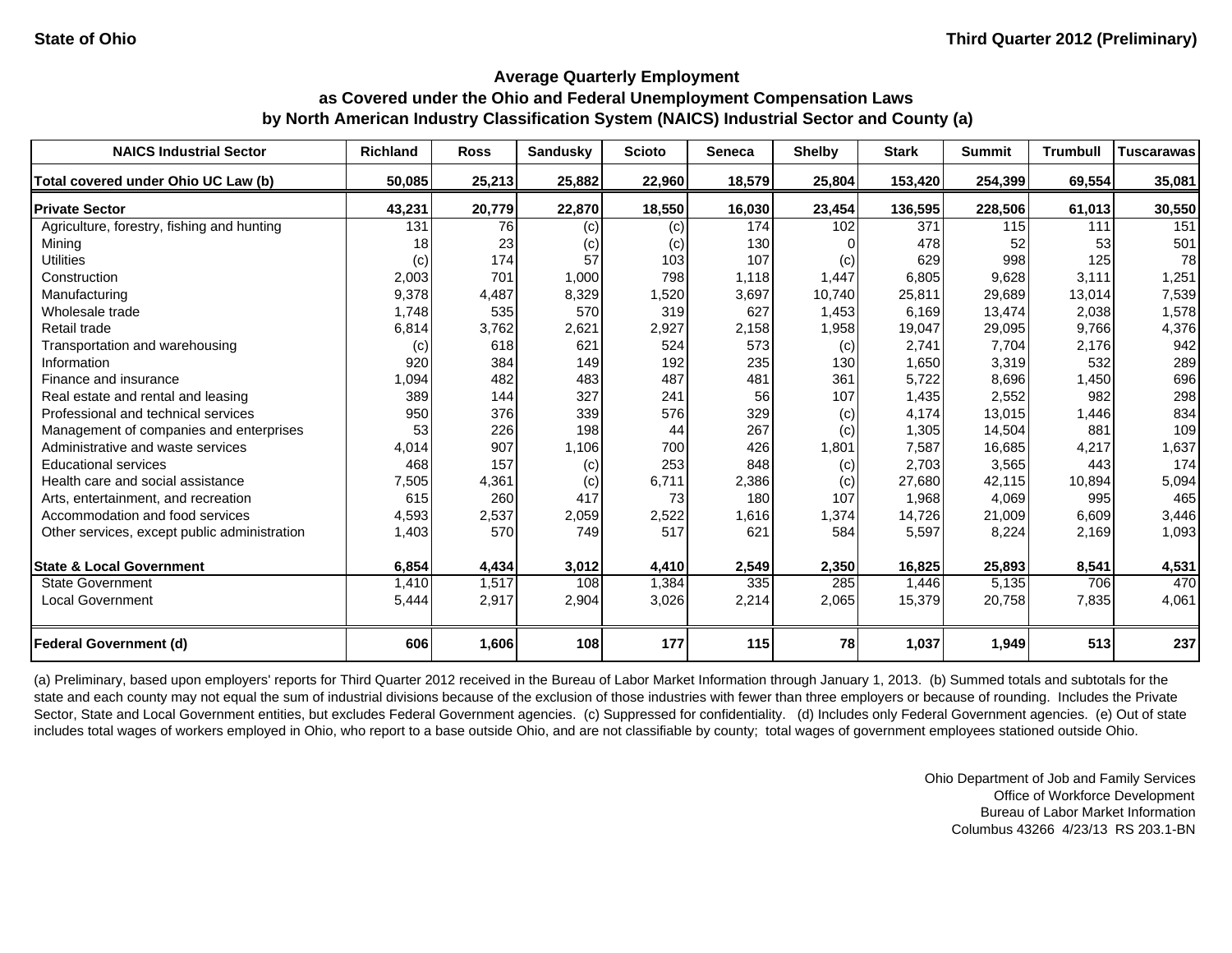**State of Ohio** | **Third Quarter 2012 (Preliminary)**

## Average Quarterly Employment
## as Covered under the Ohio and Federal Unemployment Compensation Laws
## by North American Industry Classification System (NAICS) Industrial Sector and County (a)

| NAICS Industrial Sector | Richland | Ross | Sandusky | Scioto | Seneca | Shelby | Stark | Summit | Trumbull | Tuscarawas |
|---|---|---|---|---|---|---|---|---|---|---|
| **Total covered under Ohio UC Law (b)** | **50,085** | **25,213** | **25,882** | **22,960** | **18,579** | **25,804** | **153,420** | **254,399** | **69,554** | **35,081** |
| **Private Sector** | **43,231** | **20,779** | **22,870** | **18,550** | **16,030** | **23,454** | **136,595** | **228,506** | **61,013** | **30,550** |
| Agriculture, forestry, fishing and hunting | 131 | 76 | (c) | (c) | 174 | 102 | 371 | 115 | 111 | 151 |
| Mining | 18 | 23 | (c) | (c) | 130 | 0 | 478 | 52 | 53 | 501 |
| Utilities | (c) | 174 | 57 | 103 | 107 | (c) | 629 | 998 | 125 | 78 |
| Construction | 2,003 | 701 | 1,000 | 798 | 1,118 | 1,447 | 6,805 | 9,628 | 3,111 | 1,251 |
| Manufacturing | 9,378 | 4,487 | 8,329 | 1,520 | 3,697 | 10,740 | 25,811 | 29,689 | 13,014 | 7,539 |
| Wholesale trade | 1,748 | 535 | 570 | 319 | 627 | 1,453 | 6,169 | 13,474 | 2,038 | 1,578 |
| Retail trade | 6,814 | 3,762 | 2,621 | 2,927 | 2,158 | 1,958 | 19,047 | 29,095 | 9,766 | 4,376 |
| Transportation and warehousing | (c) | 618 | 621 | 524 | 573 | (c) | 2,741 | 7,704 | 2,176 | 942 |
| Information | 920 | 384 | 149 | 192 | 235 | 130 | 1,650 | 3,319 | 532 | 289 |
| Finance and insurance | 1,094 | 482 | 483 | 487 | 481 | 361 | 5,722 | 8,696 | 1,450 | 696 |
| Real estate and rental and leasing | 389 | 144 | 327 | 241 | 56 | 107 | 1,435 | 2,552 | 982 | 298 |
| Professional and technical services | 950 | 376 | 339 | 576 | 329 | (c) | 4,174 | 13,015 | 1,446 | 834 |
| Management of companies and enterprises | 53 | 226 | 198 | 44 | 267 | (c) | 1,305 | 14,504 | 881 | 109 |
| Administrative and waste services | 4,014 | 907 | 1,106 | 700 | 426 | 1,801 | 7,587 | 16,685 | 4,217 | 1,637 |
| Educational services | 468 | 157 | (c) | 253 | 848 | (c) | 2,703 | 3,565 | 443 | 174 |
| Health care and social assistance | 7,505 | 4,361 | (c) | 6,711 | 2,386 | (c) | 27,680 | 42,115 | 10,894 | 5,094 |
| Arts, entertainment, and recreation | 615 | 260 | 417 | 73 | 180 | 107 | 1,968 | 4,069 | 995 | 465 |
| Accommodation and food services | 4,593 | 2,537 | 2,059 | 2,522 | 1,616 | 1,374 | 14,726 | 21,009 | 6,609 | 3,446 |
| Other services, except public administration | 1,403 | 570 | 749 | 517 | 621 | 584 | 5,597 | 8,224 | 2,169 | 1,093 |
| **State & Local Government** | **6,854** | **4,434** | **3,012** | **4,410** | **2,549** | **2,350** | **16,825** | **25,893** | **8,541** | **4,531** |
| State Government | 1,410 | 1,517 | 108 | 1,384 | 335 | 285 | 1,446 | 5,135 | 706 | 470 |
| Local Government | 5,444 | 2,917 | 2,904 | 3,026 | 2,214 | 2,065 | 15,379 | 20,758 | 7,835 | 4,061 |
| **Federal Government (d)** | **606** | **1,606** | **108** | **177** | **115** | **78** | **1,037** | **1,949** | **513** | **237** |

(a) Preliminary, based upon employers' reports for Third Quarter 2012 received in the Bureau of Labor Market Information through January 1, 2013. (b) Summed totals and subtotals for the state and each county may not equal the sum of industrial divisions because of the exclusion of those industries with fewer than three employers or because of rounding. Includes the Private Sector, State and Local Government entities, but excludes Federal Government agencies. (c) Suppressed for confidentiality. (d) Includes only Federal Government agencies. (e) Out of state includes total wages of workers employed in Ohio, who report to a base outside Ohio, and are not classifiable by county; total wages of government employees stationed outside Ohio.

Ohio Department of Job and Family Services
Office of Workforce Development
Bureau of Labor Market Information
Columbus 43266 4/23/13 RS 203.1-BN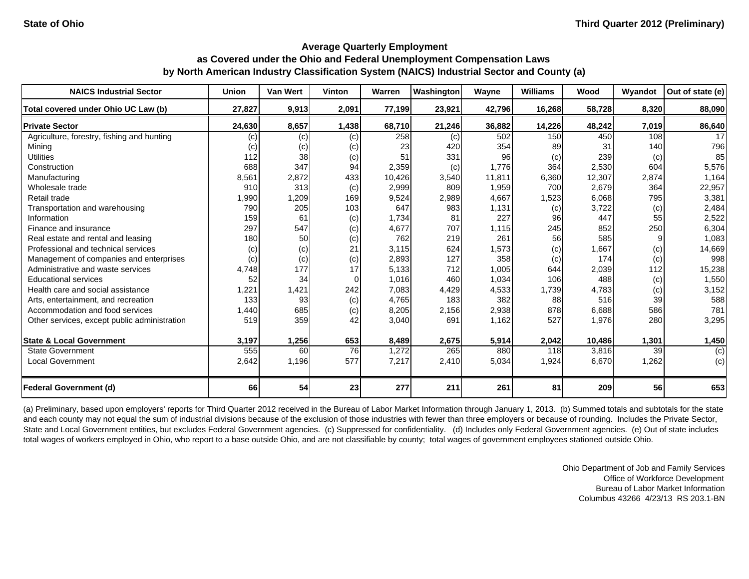State of Ohio | Third Quarter 2012 (Preliminary)

## Average Quarterly Employment as Covered under the Ohio and Federal Unemployment Compensation Laws by North American Industry Classification System (NAICS) Industrial Sector and County (a)

| NAICS Industrial Sector | Union | Van Wert | Vinton | Warren | Washington | Wayne | Williams | Wood | Wyandot | Out of state (e) |
|---|---|---|---|---|---|---|---|---|---|---|
| **Total covered under Ohio UC Law (b)** | **27,827** | **9,913** | **2,091** | **77,199** | **23,921** | **42,796** | **16,268** | **58,728** | **8,320** | **88,090** |
| **Private Sector** | **24,630** | **8,657** | **1,438** | **68,710** | **21,246** | **36,882** | **14,226** | **48,242** | **7,019** | **86,640** |
| Agriculture, forestry, fishing and hunting | (c) | (c) | (c) | 258 | (c) | 502 | 150 | 450 | 108 | 17 |
| Mining | (c) | (c) | (c) | 23 | 420 | 354 | 89 | 31 | 140 | 796 |
| Utilities | 112 | 38 | (c) | 51 | 331 | 96 | (c) | 239 | (c) | 85 |
| Construction | 688 | 347 | 94 | 2,359 | (c) | 1,776 | 364 | 2,530 | 604 | 5,576 |
| Manufacturing | 8,561 | 2,872 | 433 | 10,426 | 3,540 | 11,811 | 6,360 | 12,307 | 2,874 | 1,164 |
| Wholesale trade | 910 | 313 | (c) | 2,999 | 809 | 1,959 | 700 | 2,679 | 364 | 22,957 |
| Retail trade | 1,990 | 1,209 | 169 | 9,524 | 2,989 | 4,667 | 1,523 | 6,068 | 795 | 3,381 |
| Transportation and warehousing | 790 | 205 | 103 | 647 | 983 | 1,131 | (c) | 3,722 | (c) | 2,484 |
| Information | 159 | 61 | (c) | 1,734 | 81 | 227 | 96 | 447 | 55 | 2,522 |
| Finance and insurance | 297 | 547 | (c) | 4,677 | 707 | 1,115 | 245 | 852 | 250 | 6,304 |
| Real estate and rental and leasing | 180 | 50 | (c) | 762 | 219 | 261 | 56 | 585 | 9 | 1,083 |
| Professional and technical services | (c) | (c) | 21 | 3,115 | 624 | 1,573 | (c) | 1,667 | (c) | 14,669 |
| Management of companies and enterprises | (c) | (c) | (c) | 2,893 | 127 | 358 | (c) | 174 | (c) | 998 |
| Administrative and waste services | 4,748 | 177 | 17 | 5,133 | 712 | 1,005 | 644 | 2,039 | 112 | 15,238 |
| Educational services | 52 | 34 | 0 | 1,016 | 460 | 1,034 | 106 | 488 | (c) | 1,550 |
| Health care and social assistance | 1,221 | 1,421 | 242 | 7,083 | 4,429 | 4,533 | 1,739 | 4,783 | (c) | 3,152 |
| Arts, entertainment, and recreation | 133 | 93 | (c) | 4,765 | 183 | 382 | 88 | 516 | 39 | 588 |
| Accommodation and food services | 1,440 | 685 | (c) | 8,205 | 2,156 | 2,938 | 878 | 6,688 | 586 | 781 |
| Other services, except public administration | 519 | 359 | 42 | 3,040 | 691 | 1,162 | 527 | 1,976 | 280 | 3,295 |
| **State & Local Government** | **3,197** | **1,256** | **653** | **8,489** | **2,675** | **5,914** | **2,042** | **10,486** | **1,301** | **1,450** |
| State Government | 555 | 60 | 76 | 1,272 | 265 | 880 | 118 | 3,816 | 39 | (c) |
| Local Government | 2,642 | 1,196 | 577 | 7,217 | 2,410 | 5,034 | 1,924 | 6,670 | 1,262 | (c) |
| **Federal Government (d)** | **66** | **54** | **23** | **277** | **211** | **261** | **81** | **209** | **56** | **653** |

(a) Preliminary, based upon employers' reports for Third Quarter 2012 received in the Bureau of Labor Market Information through January 1, 2013. (b) Summed totals and subtotals for the state and each county may not equal the sum of industrial divisions because of the exclusion of those industries with fewer than three employers or because of rounding. Includes the Private Sector, State and Local Government entities, but excludes Federal Government agencies. (c) Suppressed for confidentiality. (d) Includes only Federal Government agencies. (e) Out of state includes total wages of workers employed in Ohio, who report to a base outside Ohio, and are not classifiable by county; total wages of government employees stationed outside Ohio.

Ohio Department of Job and Family Services
Office of Workforce Development
Bureau of Labor Market Information
Columbus 43266 4/23/13 RS 203.1-BN